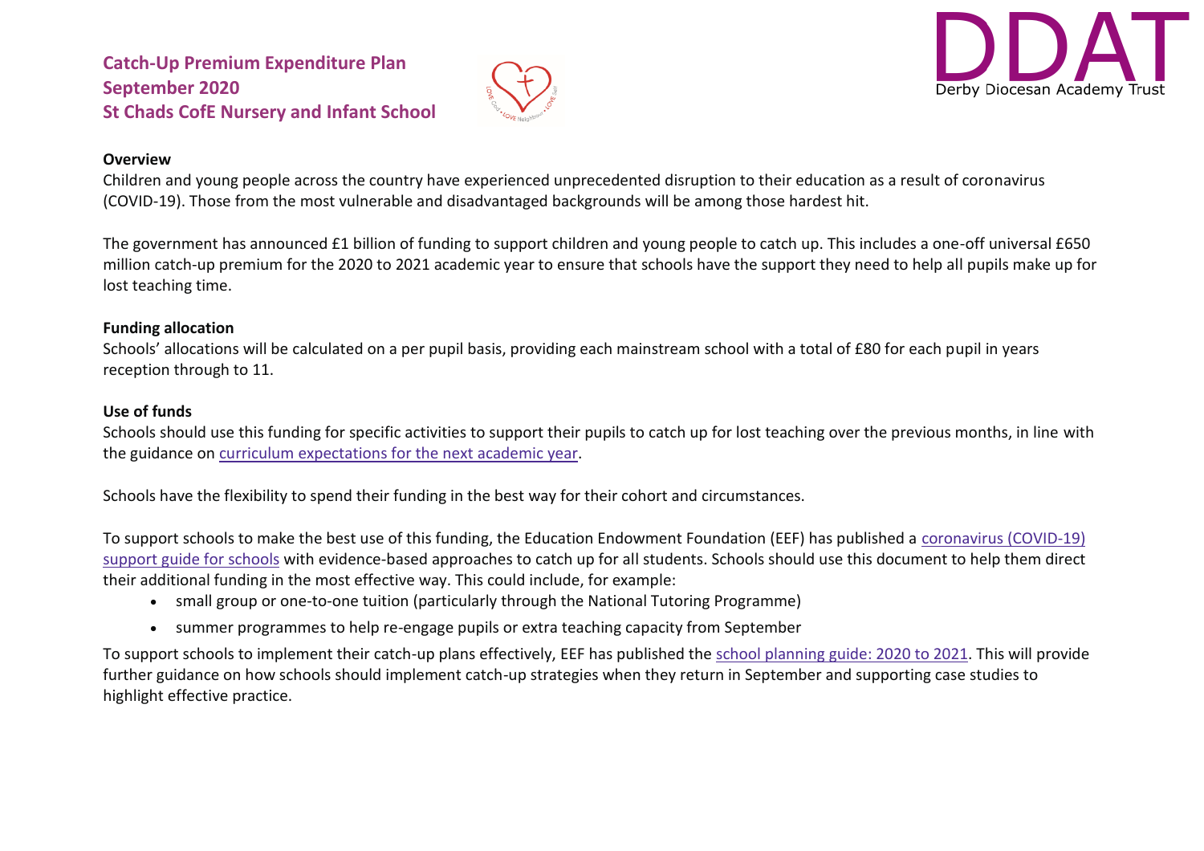# Catch-Up Premium Expenditure Plan
# September 2020
# St Chads CofE Nursery and Infant School

DDAT
Derby Diocesan Academy Trust

**Overview**

Children and young people across the country have experienced unprecedented disruption to their education as a result of coronavirus (COVID-19). Those from the most vulnerable and disadvantaged backgrounds will be among those hardest hit.

The government has announced £1 billion of funding to support children and young people to catch up. This includes a one-off universal £650 million catch-up premium for the 2020 to 2021 academic year to ensure that schools have the support they need to help all pupils make up for lost teaching time.

**Funding allocation**

Schools' allocations will be calculated on a per pupil basis, providing each mainstream school with a total of £80 for each pupil in years reception through to 11.

**Use of funds**

Schools should use this funding for specific activities to support their pupils to catch up for lost teaching over the previous months, in line with the guidance on curriculum expectations for the next academic year.

Schools have the flexibility to spend their funding in the best way for their cohort and circumstances.

To support schools to make the best use of this funding, the Education Endowment Foundation (EEF) has published a coronavirus (COVID-19) support guide for schools with evidence-based approaches to catch up for all students. Schools should use this document to help them direct their additional funding in the most effective way. This could include, for example:

- small group or one-to-one tuition (particularly through the National Tutoring Programme)
- summer programmes to help re-engage pupils or extra teaching capacity from September

To support schools to implement their catch-up plans effectively, EEF has published the school planning guide: 2020 to 2021. This will provide further guidance on how schools should implement catch-up strategies when they return in September and supporting case studies to highlight effective practice.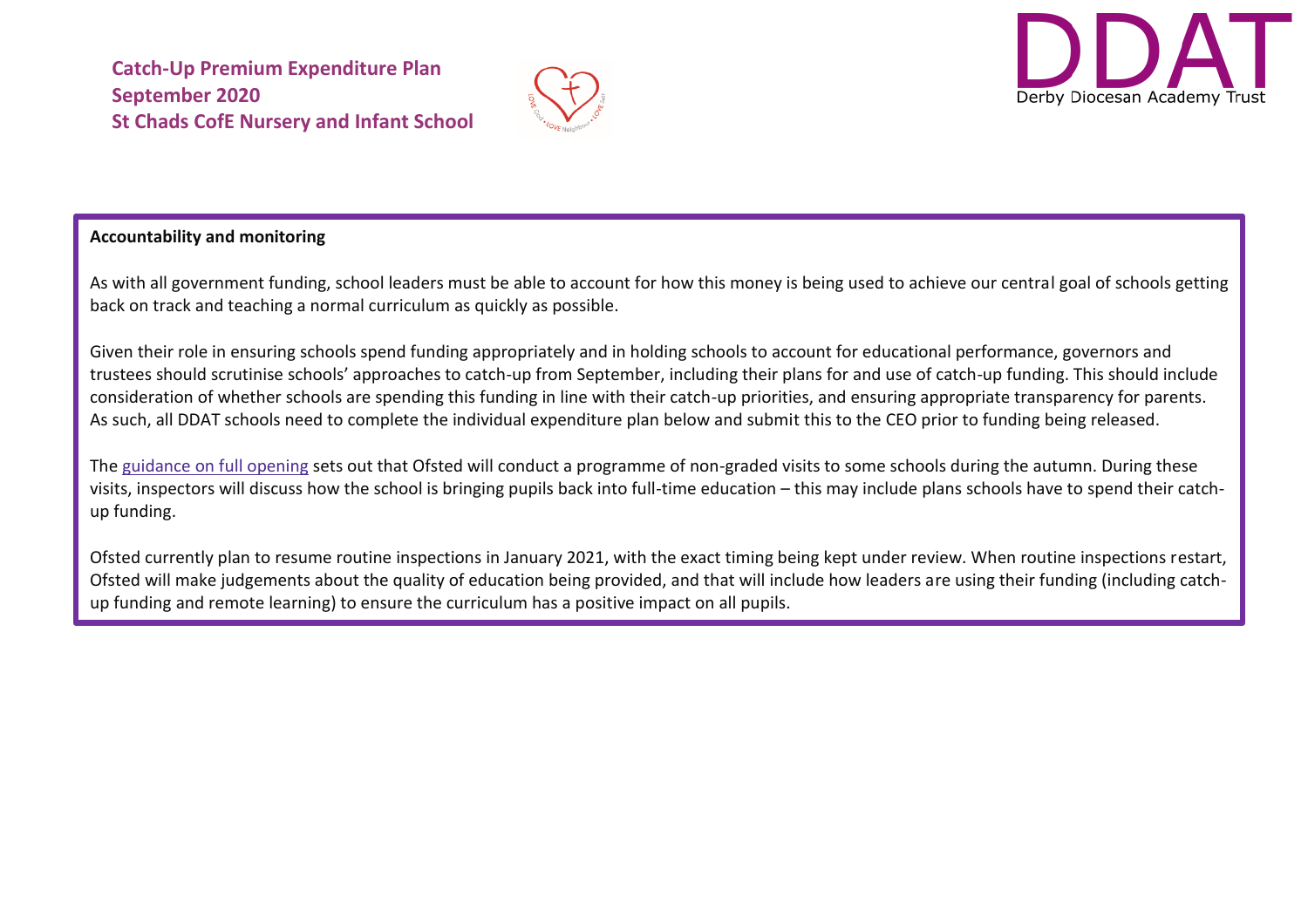**Catch-Up Premium Expenditure Plan**
**September 2020**
**St Chads CofE Nursery and Infant School**

DDAT
Derby Diocesan Academy Trust

**Accountability and monitoring**

As with all government funding, school leaders must be able to account for how this money is being used to achieve our central goal of schools getting back on track and teaching a normal curriculum as quickly as possible.

Given their role in ensuring schools spend funding appropriately and in holding schools to account for educational performance, governors and trustees should scrutinise schools' approaches to catch-up from September, including their plans for and use of catch-up funding. This should include consideration of whether schools are spending this funding in line with their catch-up priorities, and ensuring appropriate transparency for parents. As such, all DDAT schools need to complete the individual expenditure plan below and submit this to the CEO prior to funding being released.

The guidance on full opening sets out that Ofsted will conduct a programme of non-graded visits to some schools during the autumn. During these visits, inspectors will discuss how the school is bringing pupils back into full-time education – this may include plans schools have to spend their catch-up funding.

Ofsted currently plan to resume routine inspections in January 2021, with the exact timing being kept under review. When routine inspections restart, Ofsted will make judgements about the quality of education being provided, and that will include how leaders are using their funding (including catch-up funding and remote learning) to ensure the curriculum has a positive impact on all pupils.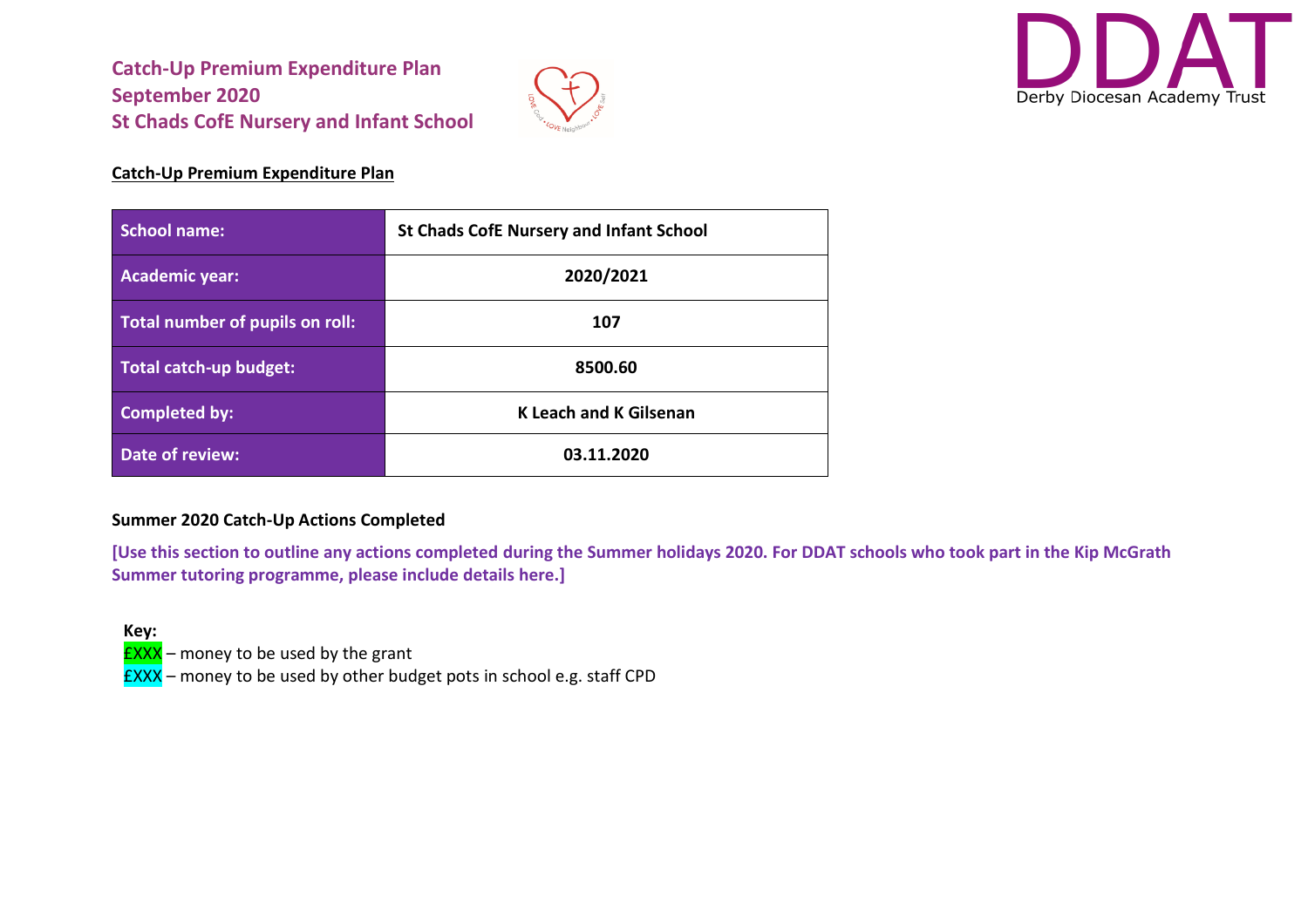# Catch-Up Premium Expenditure Plan
# September 2020
# St Chads CofE Nursery and Infant School

DDAT
Derby Diocesan Academy Trust

**Catch-Up Premium Expenditure Plan**

| School name: | St Chads CofE Nursery and Infant School |
| --- | --- |
| Academic year: | 2020/2021 |
| Total number of pupils on roll: | 107 |
| Total catch-up budget: | 8500.60 |
| Completed by: | K Leach and K Gilsenan |
| Date of review: | 03.11.2020 |

**Summer 2020 Catch-Up Actions Completed**

**[Use this section to outline any actions completed during the Summer holidays 2020. For DDAT schools who took part in the Kip McGrath Summer tutoring programme, please include details here.]**

**Key:**
£XXX – money to be used by the grant
£XXX – money to be used by other budget pots in school e.g. staff CPD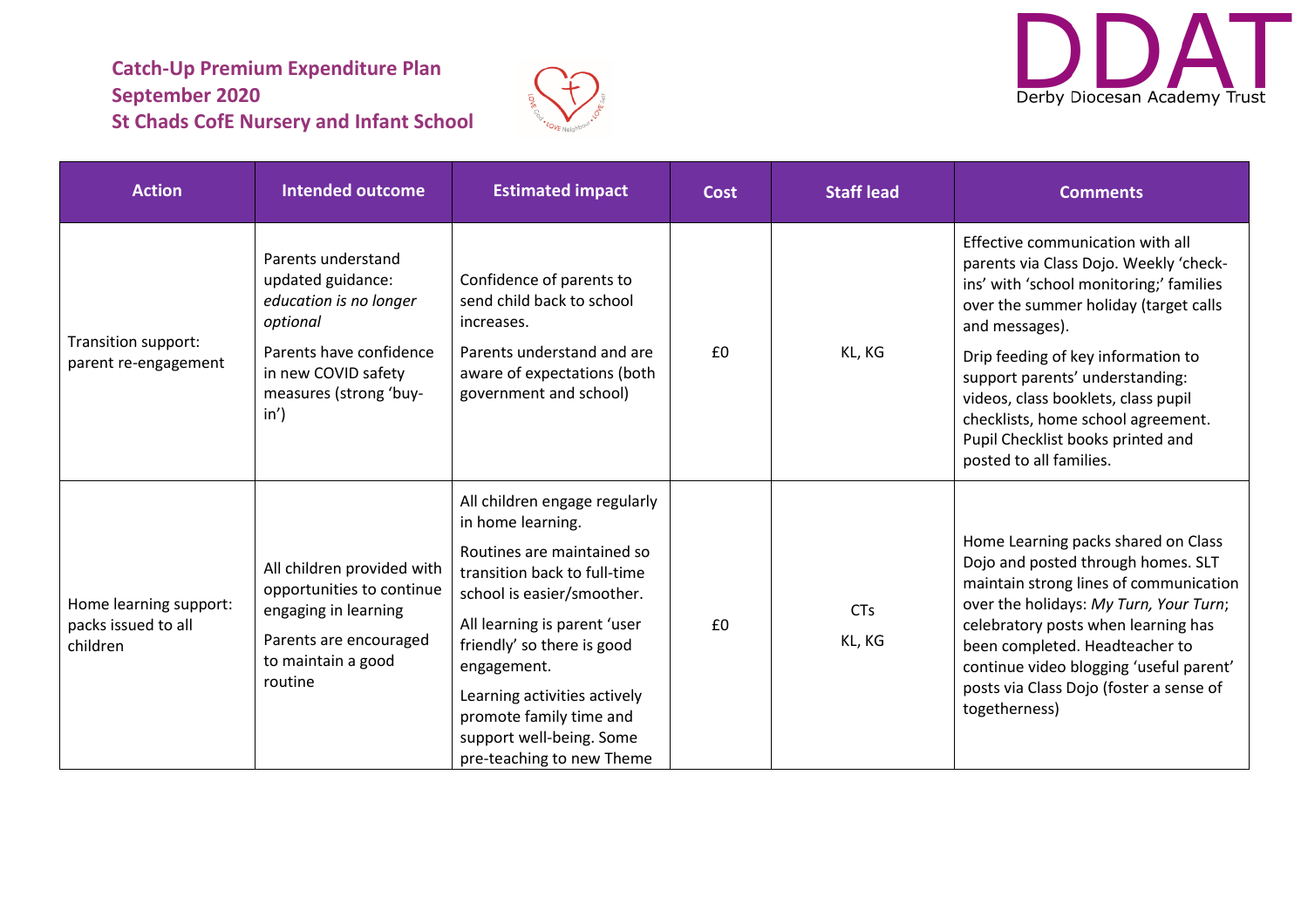**Catch-Up Premium Expenditure Plan**
**September 2020**
**St Chads CofE Nursery and Infant School**

DDAT
Derby Diocesan Academy Trust

| Action | Intended outcome | Estimated impact | Cost | Staff lead | Comments |
|---|---|---|---|---|---|
| Transition support: parent re-engagement | Parents understand updated guidance: *education is no longer optional*<br><br>Parents have confidence in new COVID safety measures (strong 'buy-in') | Confidence of parents to send child back to school increases.<br><br>Parents understand and are aware of expectations (both government and school) | £0 | KL, KG | Effective communication with all parents via Class Dojo. Weekly 'check-ins' with 'school monitoring;' families over the summer holiday (target calls and messages).<br><br>Drip feeding of key information to support parents' understanding: videos, class booklets, class pupil checklists, home school agreement. Pupil Checklist books printed and posted to all families. |
| Home learning support: packs issued to all children | All children provided with opportunities to continue engaging in learning<br><br>Parents are encouraged to maintain a good routine | All children engage regularly in home learning.<br><br>Routines are maintained so transition back to full-time school is easier/smoother.<br><br>All learning is parent 'user friendly' so there is good engagement.<br><br>Learning activities actively promote family time and support well-being. Some pre-teaching to new Theme | £0 | CTs<br>KL, KG | Home Learning packs shared on Class Dojo and posted through homes. SLT maintain strong lines of communication over the holidays: *My Turn, Your Turn*; celebratory posts when learning has been completed. Headteacher to continue video blogging 'useful parent' posts via Class Dojo (foster a sense of togetherness) |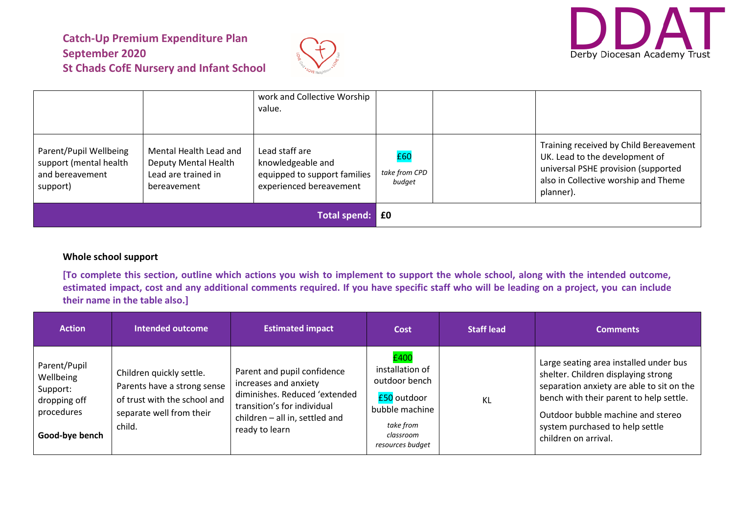| | | work and Collective Worship value. | | | |
|---|---|---|---|---|---|
| Parent/Pupil Wellbeing support (mental health and bereavement support) | Mental Health Lead and Deputy Mental Health Lead are trained in bereavement | Lead staff are knowledgeable and equipped to support families experienced bereavement | £60 *take from CPD budget* | | Training received by Child Bereavement UK. Lead to the development of universal PSHE provision (supported also in Collective worship and Theme planner). |
| | | **Total spend:** | **£0** | | |

**Whole school support**

**[To complete this section, outline which actions you wish to implement to support the whole school, along with the intended outcome, estimated impact, cost and any additional comments required. If you have specific staff who will be leading on a project, you can include their name in the table also.]**

| Action | Intended outcome | Estimated impact | Cost | Staff lead | Comments |
|---|---|---|---|---|---|
| Parent/Pupil Wellbeing Support: dropping off procedures **Good-bye bench** | Children quickly settle. Parents have a strong sense of trust with the school and separate well from their child. | Parent and pupil confidence increases and anxiety diminishes. Reduced 'extended transition's for individual children – all in, settled and ready to learn | £400 installation of outdoor bench £50 outdoor bubble machine *take from classroom resources budget* | KL | Large seating area installed under bus shelter. Children displaying strong separation anxiety are able to sit on the bench with their parent to help settle. Outdoor bubble machine and stereo system purchased to help settle children on arrival. |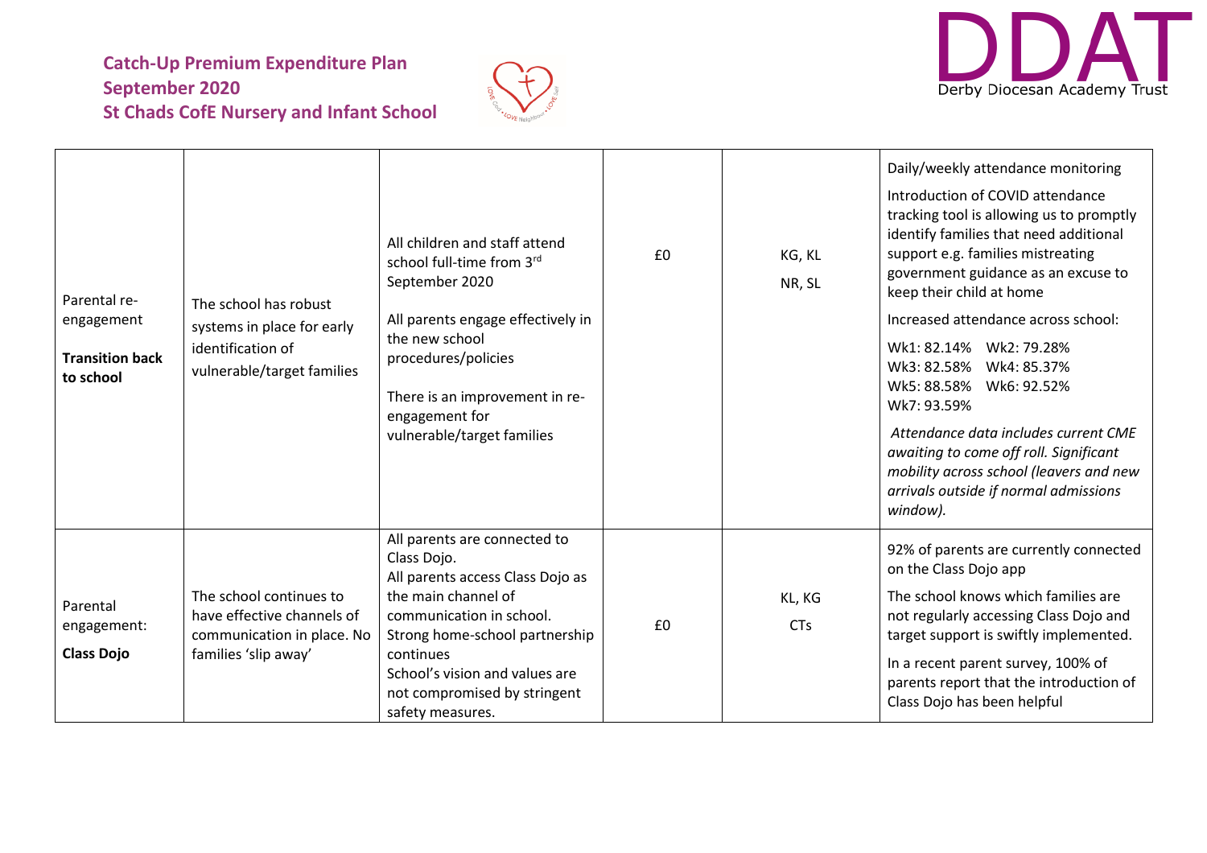**Catch-Up Premium Expenditure Plan**
**September 2020**
**St Chads CofE Nursery and Infant School**

| | | | | | |
|---|---|---|---|---|---|
| Parental re-engagement<br><br>**Transition back to school** | The school has robust systems in place for early identification of vulnerable/target families | All children and staff attend school full-time from 3rd September 2020<br><br>All parents engage effectively in the new school procedures/policies<br><br>There is an improvement in re-engagement for vulnerable/target families | £0 | KG, KL<br>NR, SL | Daily/weekly attendance monitoring<br><br>Introduction of COVID attendance tracking tool is allowing us to promptly identify families that need additional support e.g. families mistreating government guidance as an excuse to keep their child at home<br><br>Increased attendance across school:<br><br>Wk1: 82.14% Wk2: 79.28%<br>Wk3: 82.58% Wk4: 85.37%<br>Wk5: 88.58% Wk6: 92.52%<br>Wk7: 93.59%<br><br>*Attendance data includes current CME awaiting to come off roll. Significant mobility across school (leavers and new arrivals outside if normal admissions window).* |
| Parental engagement:<br><br>**Class Dojo** | The school continues to have effective channels of communication in place. No families 'slip away' | All parents are connected to Class Dojo.<br>All parents access Class Dojo as the main channel of communication in school.<br>Strong home-school partnership continues<br>School's vision and values are not compromised by stringent safety measures. | £0 | KL, KG<br>CTs | 92% of parents are currently connected on the Class Dojo app<br><br>The school knows which families are not regularly accessing Class Dojo and target support is swiftly implemented.<br><br>In a recent parent survey, 100% of parents report that the introduction of Class Dojo has been helpful |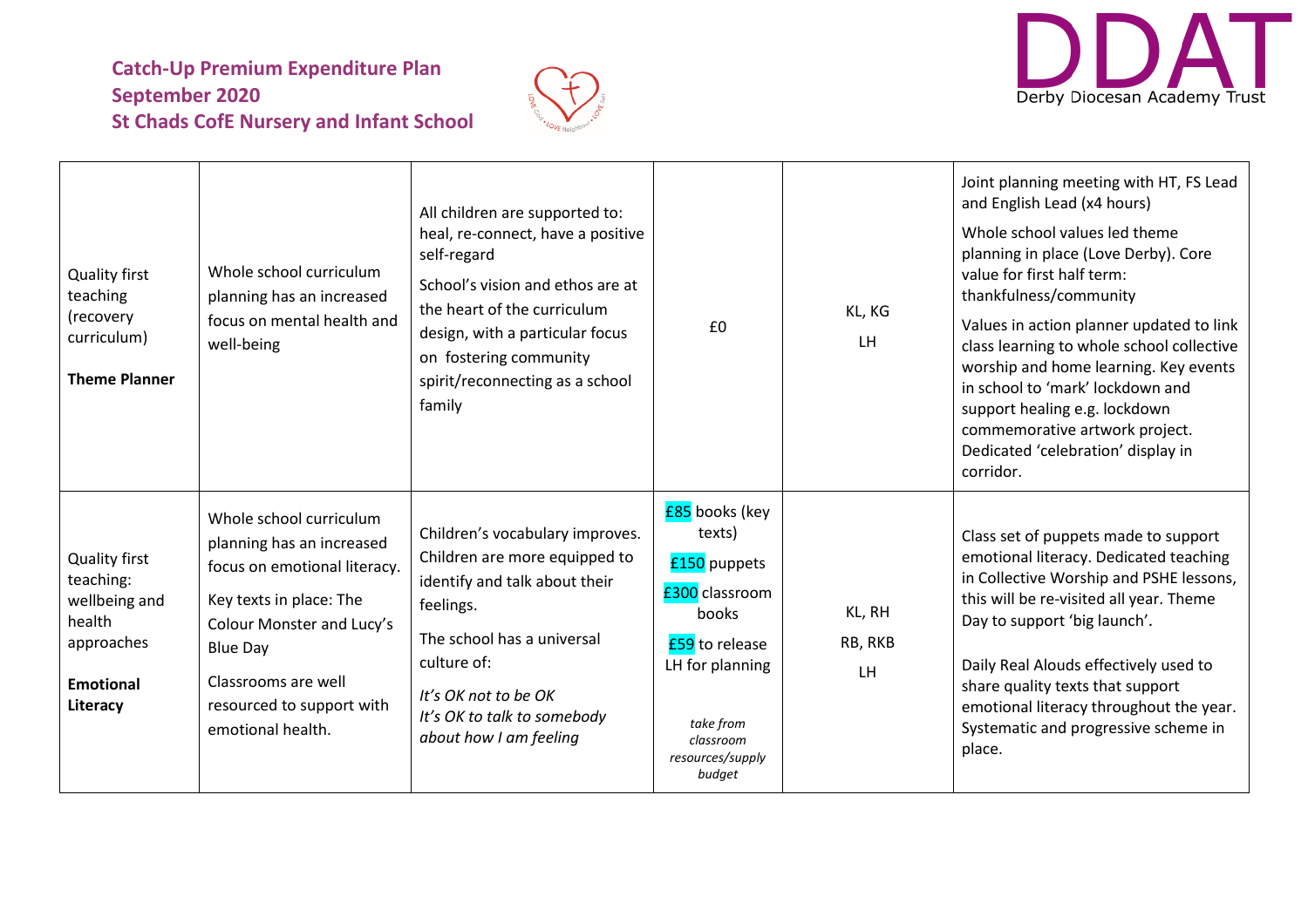**Catch-Up Premium Expenditure Plan**
**September 2020**
**St Chads CofE Nursery and Infant School**

| | | | | | |
|---|---|---|---|---|---|
| Quality first teaching (recovery curriculum)<br><br>**Theme Planner** | Whole school curriculum planning has an increased focus on mental health and well-being | All children are supported to: heal, re-connect, have a positive self-regard<br><br>School's vision and ethos are at the heart of the curriculum design, with a particular focus on fostering community spirit/reconnecting as a school family | £0 | KL, KG<br>LH | Joint planning meeting with HT, FS Lead and English Lead (x4 hours)<br><br>Whole school values led theme planning in place (Love Derby). Core value for first half term: thankfulness/community<br><br>Values in action planner updated to link class learning to whole school collective worship and home learning. Key events in school to 'mark' lockdown and support healing e.g. lockdown commemorative artwork project. Dedicated 'celebration' display in corridor. |
| Quality first teaching: wellbeing and health approaches<br><br>**Emotional Literacy** | Whole school curriculum planning has an increased focus on emotional literacy.<br><br>Key texts in place: The Colour Monster and Lucy's Blue Day<br><br>Classrooms are well resourced to support with emotional health. | Children's vocabulary improves. Children are more equipped to identify and talk about their feelings.<br><br>The school has a universal culture of:<br><br>*It's OK not to be OK*<br>*It's OK to talk to somebody about how I am feeling* | £85 books (key texts)<br><br>£150 puppets<br><br>£300 classroom books<br><br>£59 to release LH for planning<br><br>*take from classroom resources/supply budget* | KL, RH<br>RB, RKB<br>LH | Class set of puppets made to support emotional literacy. Dedicated teaching in Collective Worship and PSHE lessons, this will be re-visited all year. Theme Day to support 'big launch'.<br><br>Daily Real Alouds effectively used to share quality texts that support emotional literacy throughout the year. Systematic and progressive scheme in place. |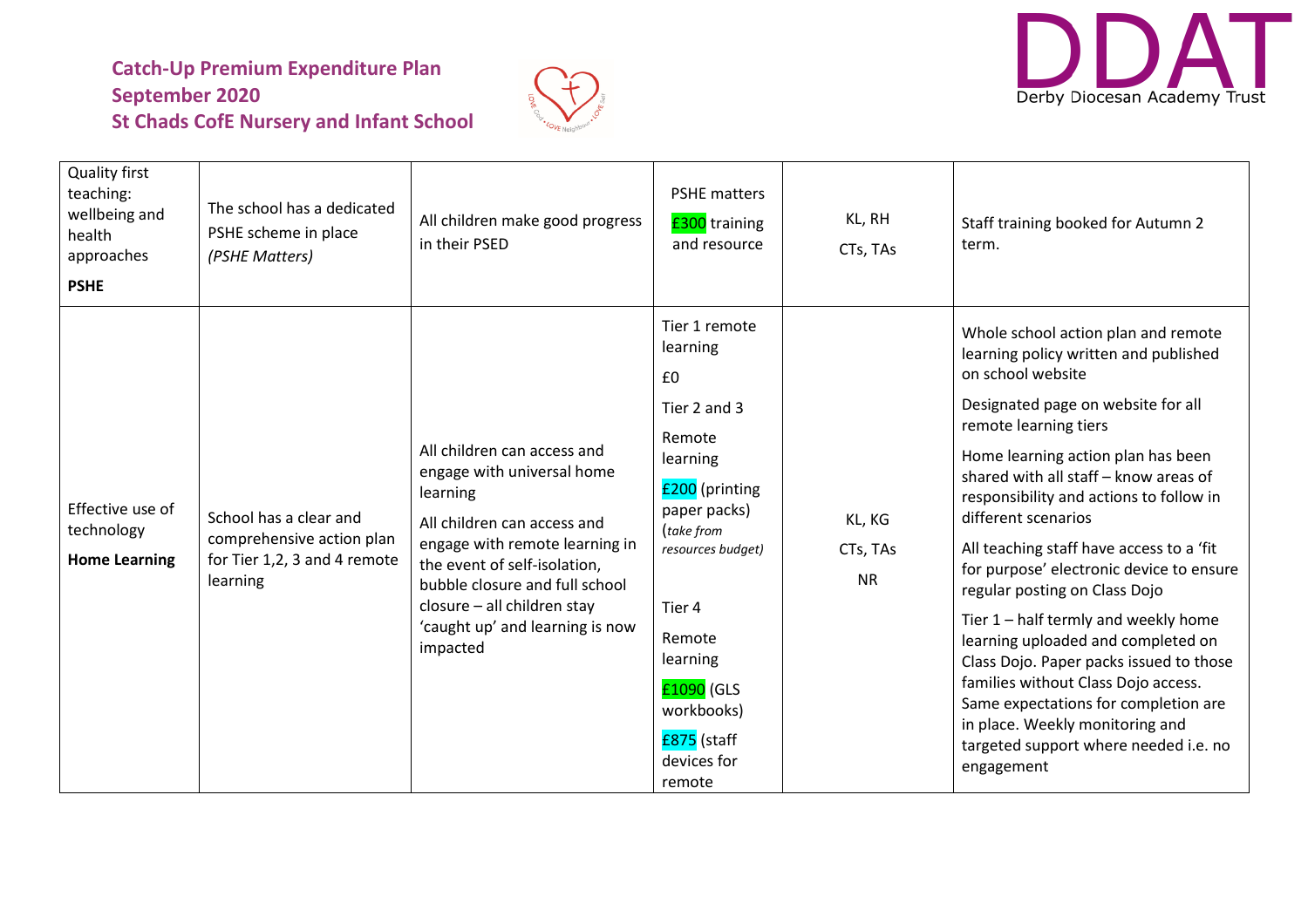**Catch-Up Premium Expenditure Plan**
**September 2020**
**St Chads CofE Nursery and Infant School**

| | | | | | |
|---|---|---|---|---|---|
| Quality first teaching: wellbeing and health approaches **PSHE** | The school has a dedicated PSHE scheme in place *(PSHE Matters)* | All children make good progress in their PSED | PSHE matters £300 training and resource | KL, RH CTs, TAs | Staff training booked for Autumn 2 term. |
| Effective use of technology **Home Learning** | School has a clear and comprehensive action plan for Tier 1,2, 3 and 4 remote learning | All children can access and engage with universal home learning<br>All children can access and engage with remote learning in the event of self-isolation, bubble closure and full school closure – all children stay 'caught up' and learning is now impacted | Tier 1 remote learning<br>£0<br>Tier 2 and 3<br>Remote learning<br>£200 (printing paper packs) (*take from resources budget)*<br><br>Tier 4<br>Remote learning<br>£1090 (GLS workbooks)<br>£875 (staff devices for remote | KL, KG<br>CTs, TAs<br>NR | Whole school action plan and remote learning policy written and published on school website<br>Designated page on website for all remote learning tiers<br>Home learning action plan has been shared with all staff – know areas of responsibility and actions to follow in different scenarios<br>All teaching staff have access to a 'fit for purpose' electronic device to ensure regular posting on Class Dojo<br>Tier 1 – half termly and weekly home learning uploaded and completed on Class Dojo. Paper packs issued to those families without Class Dojo access. Same expectations for completion are in place. Weekly monitoring and targeted support where needed i.e. no engagement |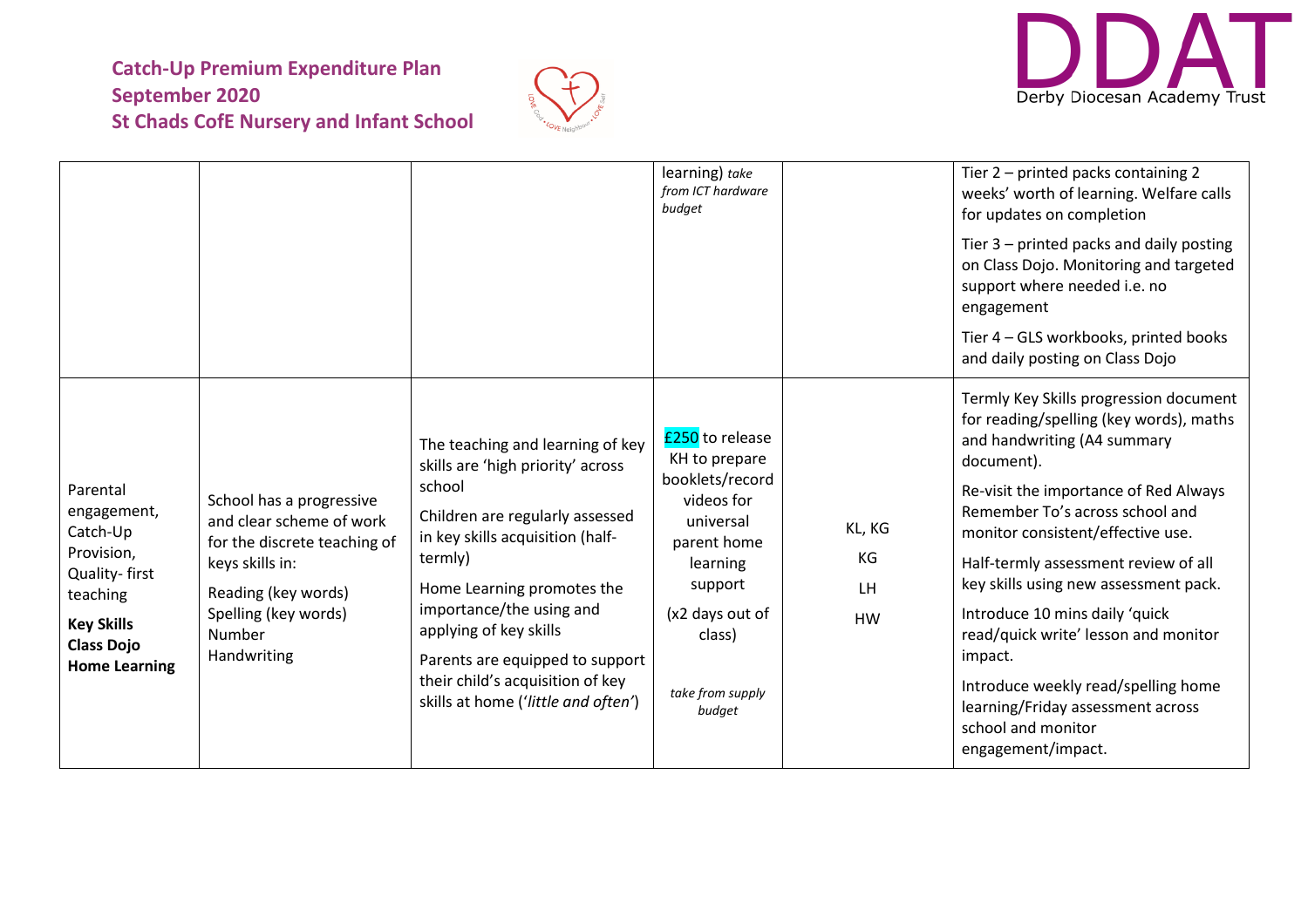**Catch-Up Premium Expenditure Plan**
**September 2020**
**St Chads CofE Nursery and Infant School**

| | | | | | |
|---|---|---|---|---|---|
| | | | learning) *take from ICT hardware budget* | | Tier 2 – printed packs containing 2 weeks' worth of learning. Welfare calls for updates on completion<br><br>Tier 3 – printed packs and daily posting on Class Dojo. Monitoring and targeted support where needed i.e. no engagement<br><br>Tier 4 – GLS workbooks, printed books and daily posting on Class Dojo |
| Parental engagement, Catch-Up Provision, Quality- first teaching<br><br>**Key Skills**<br>**Class Dojo**<br>**Home Learning** | School has a progressive and clear scheme of work for the discrete teaching of keys skills in:<br><br>Reading (key words)<br>Spelling (key words)<br>Number<br>Handwriting | The teaching and learning of key skills are 'high priority' across school<br><br>Children are regularly assessed in key skills acquisition (half-termly)<br><br>Home Learning promotes the importance/the using and applying of key skills<br><br>Parents are equipped to support their child's acquisition of key skills at home ('*little and often'*) | £250 to release KH to prepare booklets/record videos for universal parent home learning support<br><br>(x2 days out of class)<br><br>*take from supply budget* | KL, KG<br><br>KG<br><br>LH<br><br>HW | Termly Key Skills progression document for reading/spelling (key words), maths and handwriting (A4 summary document).<br><br>Re-visit the importance of Red Always Remember To's across school and monitor consistent/effective use.<br><br>Half-termly assessment review of all key skills using new assessment pack.<br><br>Introduce 10 mins daily 'quick read/quick write' lesson and monitor impact.<br><br>Introduce weekly read/spelling home learning/Friday assessment across school and monitor engagement/impact. |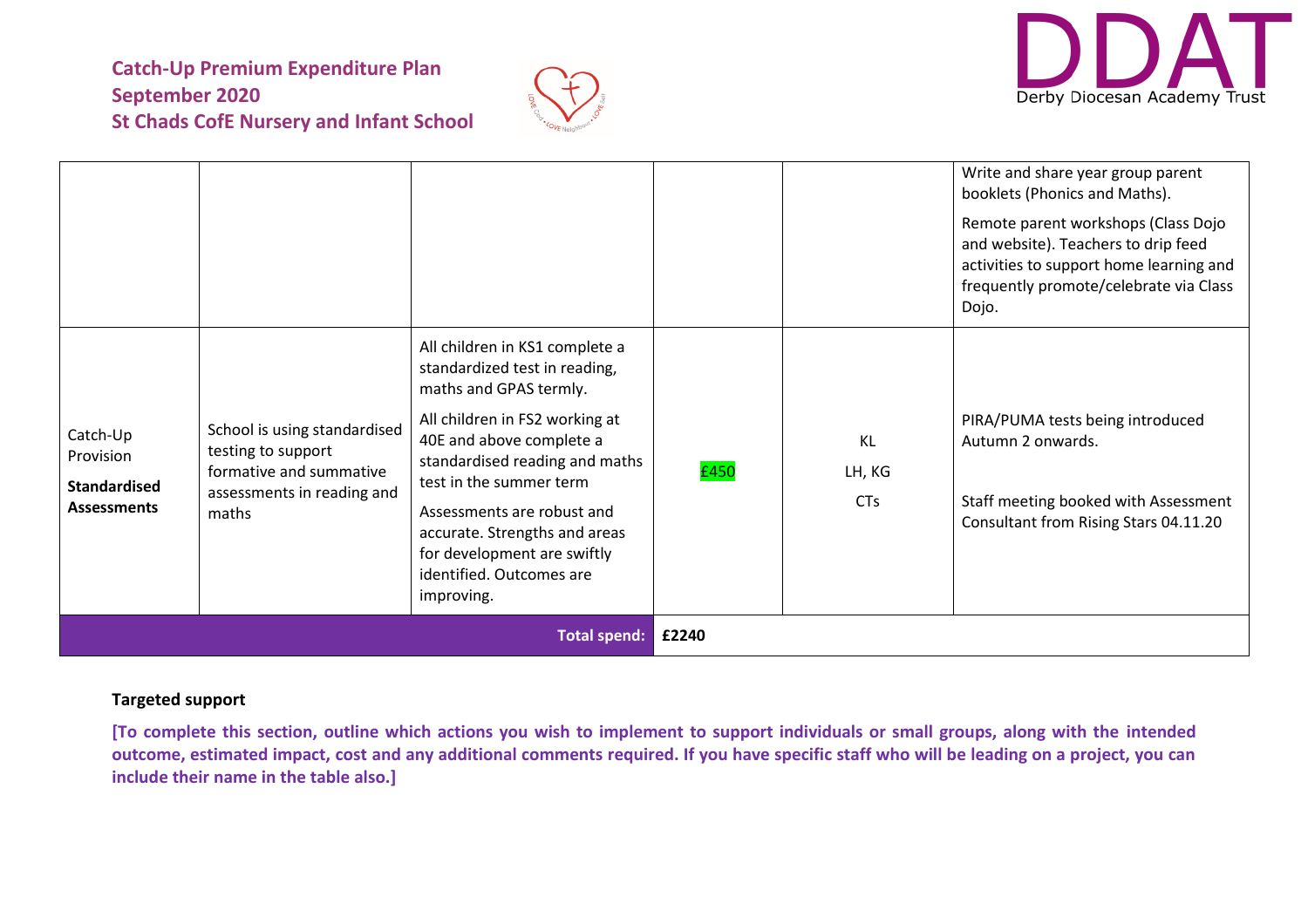| | | | | | |
|---|---|---|---|---|---|
| | | | | | Write and share year group parent booklets (Phonics and Maths). Remote parent workshops (Class Dojo and website). Teachers to drip feed activities to support home learning and frequently promote/celebrate via Class Dojo. |
| Catch-Up Provision **Standardised Assessments** | School is using standardised testing to support formative and summative assessments in reading and maths | All children in KS1 complete a standardized test in reading, maths and GPAS termly. All children in FS2 working at 40E and above complete a standardised reading and maths test in the summer term Assessments are robust and accurate. Strengths and areas for development are swiftly identified. Outcomes are improving. | £450 | KL LH, KG CTs | PIRA/PUMA tests being introduced Autumn 2 onwards. Staff meeting booked with Assessment Consultant from Rising Stars 04.11.20 |
| | | **Total spend:** | **£2240** | | |

**Targeted support**

**[To complete this section, outline which actions you wish to implement to support individuals or small groups, along with the intended outcome, estimated impact, cost and any additional comments required. If you have specific staff who will be leading on a project, you can include their name in the table also.]**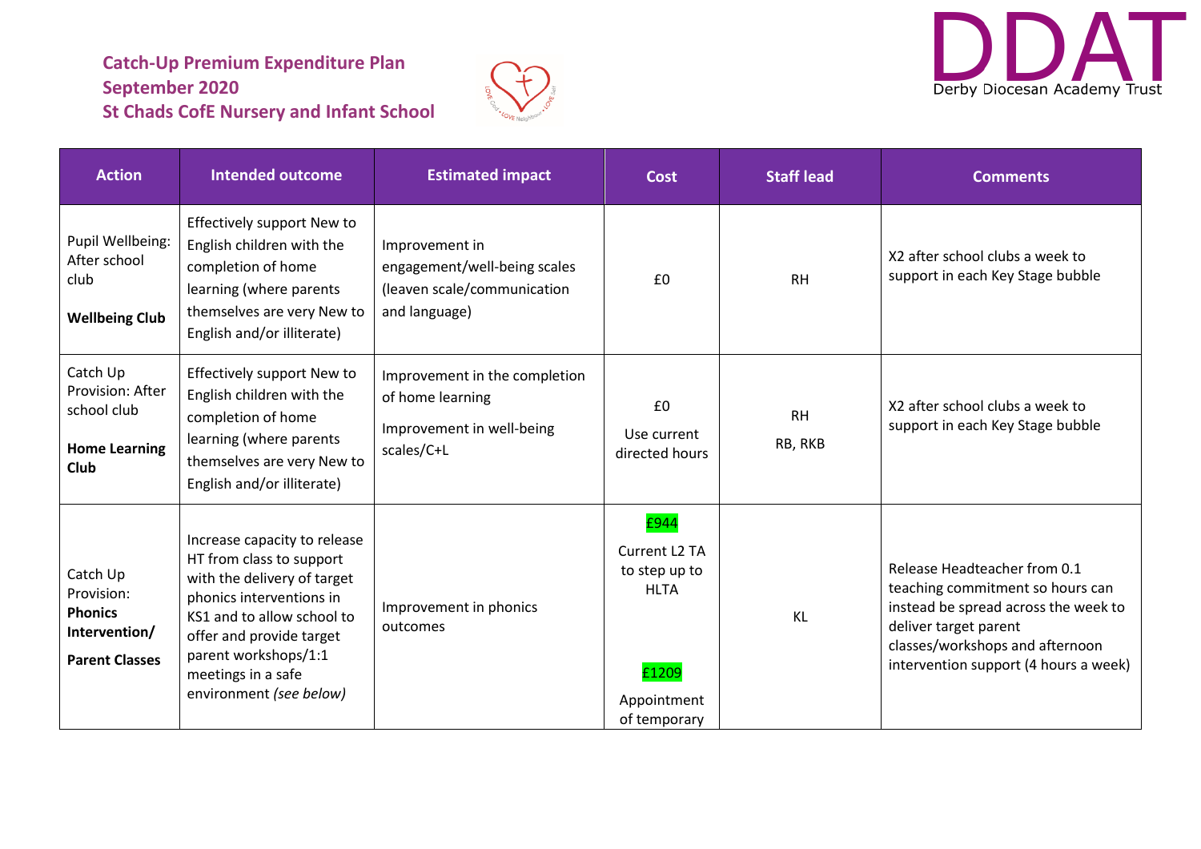**Catch-Up Premium Expenditure Plan**
**September 2020**
**St Chads CofE Nursery and Infant School**

DDAT Derby Diocesan Academy Trust

| Action | Intended outcome | Estimated impact | Cost | Staff lead | Comments |
|---|---|---|---|---|---|
| Pupil Wellbeing: After school club<br><br>**Wellbeing Club** | Effectively support New to English children with the completion of home learning (where parents themselves are very New to English and/or illiterate) | Improvement in engagement/well-being scales (leaven scale/communication and language) | £0 | RH | X2 after school clubs a week to support in each Key Stage bubble |
| Catch Up Provision: After school club<br><br>**Home Learning Club** | Effectively support New to English children with the completion of home learning (where parents themselves are very New to English and/or illiterate) | Improvement in the completion of home learning<br><br>Improvement in well-being scales/C+L | £0<br><br>Use current directed hours | RH<br><br>RB, RKB | X2 after school clubs a week to support in each Key Stage bubble |
| Catch Up Provision: **Phonics Intervention/ Parent Classes** | Increase capacity to release HT from class to support with the delivery of target phonics interventions in KS1 and to allow school to offer and provide target parent workshops/1:1 meetings in a safe environment *(see below)* | Improvement in phonics outcomes | £944<br><br>Current L2 TA to step up to HLTA<br><br>£1209<br><br>Appointment of temporary | KL | Release Headteacher from 0.1 teaching commitment so hours can instead be spread across the week to deliver target parent classes/workshops and afternoon intervention support (4 hours a week) |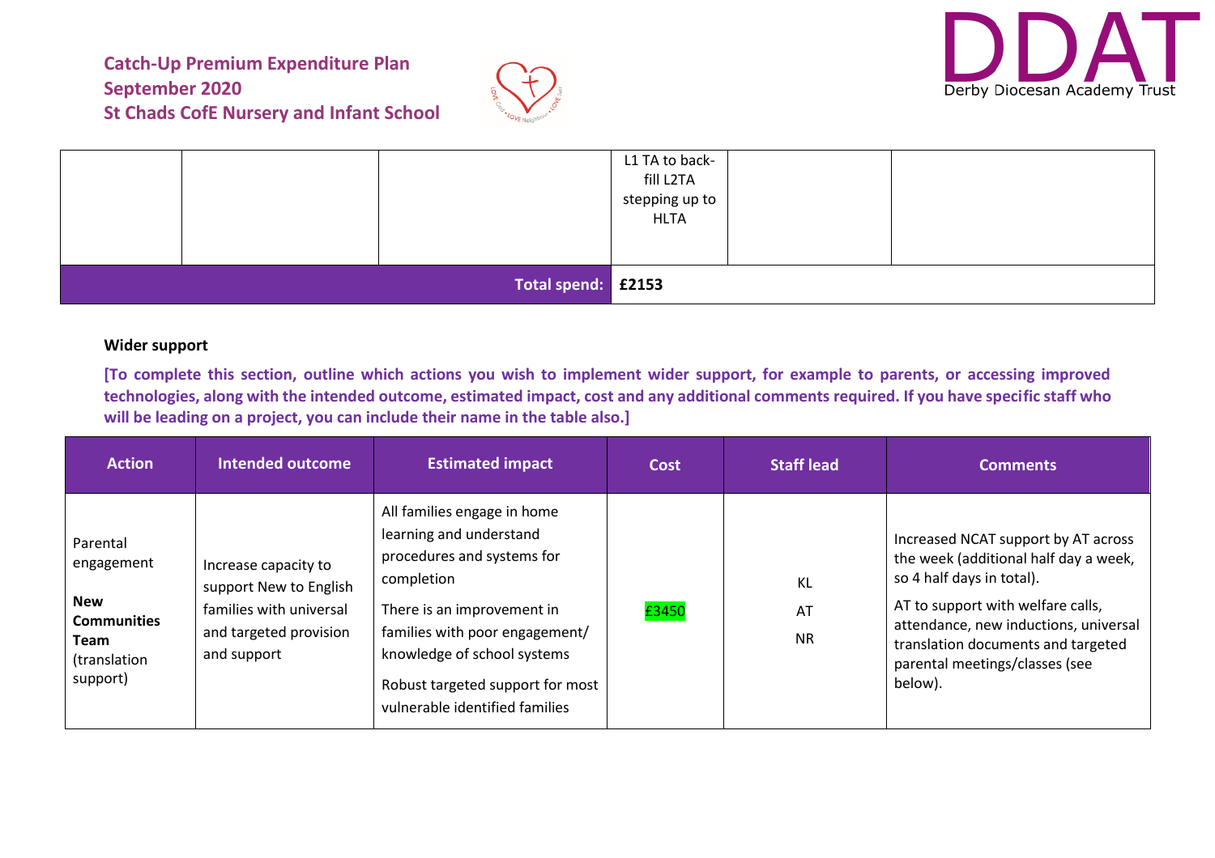| | | | L1 TA to back-fill L2TA stepping up to HLTA | | |
|---|---|---|---|---|---|
| | | **Total spend:** | **£2153** | | |

**Wider support**

**[To complete this section, outline which actions you wish to implement wider support, for example to parents, or accessing improved technologies, along with the intended outcome, estimated impact, cost and any additional comments required. If you have specific staff who will be leading on a project, you can include their name in the table also.]**

| Action | Intended outcome | Estimated impact | Cost | Staff lead | Comments |
|---|---|---|---|---|---|
| Parental engagement<br><br>**New Communities Team** (translation support) | Increase capacity to support New to English families with universal and targeted provision and support | All families engage in home learning and understand procedures and systems for completion<br><br>There is an improvement in families with poor engagement/ knowledge of school systems<br><br>Robust targeted support for most vulnerable identified families | £3450 | KL<br>AT<br>NR | Increased NCAT support by AT across the week (additional half day a week, so 4 half days in total).<br><br>AT to support with welfare calls, attendance, new inductions, universal translation documents and targeted parental meetings/classes (see below). |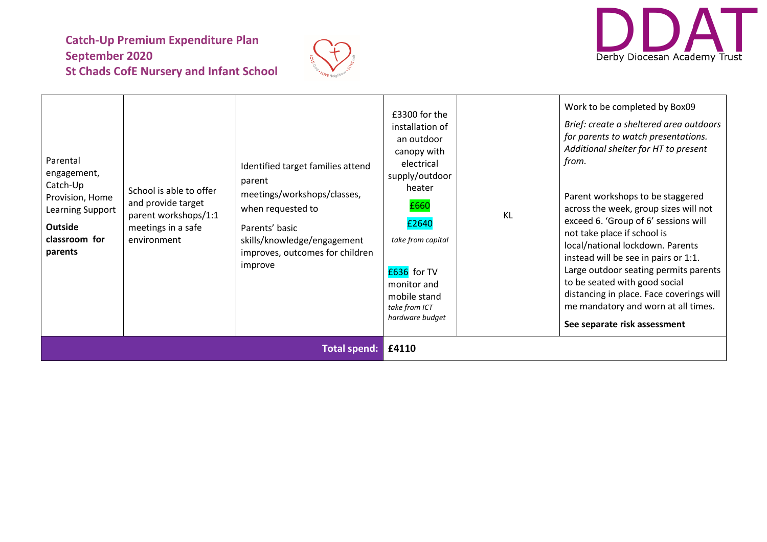**Catch-Up Premium Expenditure Plan**
**September 2020**
**St Chads CofE Nursery and Infant School**

| | | | | | |
|---|---|---|---|---|---|
| Parental engagement, Catch-Up Provision, Home Learning Support **Outside classroom for parents** | School is able to offer and provide target parent workshops/1:1 meetings in a safe environment | Identified target families attend parent meetings/workshops/classes, when requested to<br>Parents' basic skills/knowledge/engagement improves, outcomes for children improve | £3300 for the installation of an outdoor canopy with electrical supply/outdoor heater<br>£660<br>£2640<br>*take from capital*<br>£636 for TV monitor and mobile stand *take from ICT hardware budget* | KL | Work to be completed by Box09<br>*Brief: create a sheltered area outdoors for parents to watch presentations. Additional shelter for HT to present from.*<br>Parent workshops to be staggered across the week, group sizes will not exceed 6. 'Group of 6' sessions will not take place if school is local/national lockdown. Parents instead will be see in pairs or 1:1. Large outdoor seating permits parents to be seated with good social distancing in place. Face coverings will me mandatory and worn at all times.<br>**See separate risk assessment** |
| | | **Total spend:** | **£4110** | | |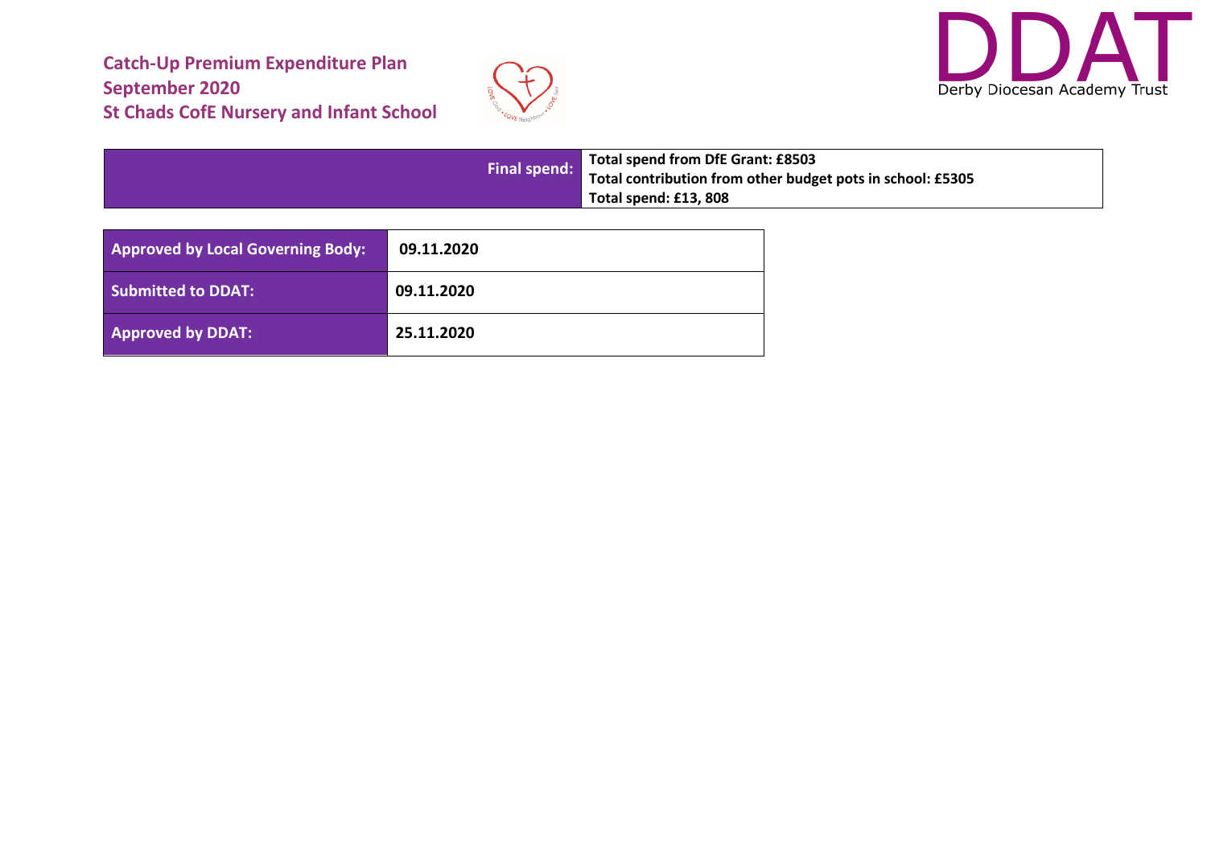**Catch-Up Premium Expenditure Plan**
**September 2020**
**St Chads CofE Nursery and Infant School**

DDAT
Derby Diocesan Academy Trust

| | |
|---|---|
| **Final spend:** | **Total spend from DfE Grant: £8503**<br>**Total contribution from other budget pots in school: £5305**<br>**Total spend: £13, 808** |

| | |
|---|---|
| **Approved by Local Governing Body:** | **09.11.2020** |
| **Submitted to DDAT:** | **09.11.2020** |
| **Approved by DDAT:** | **25.11.2020** |